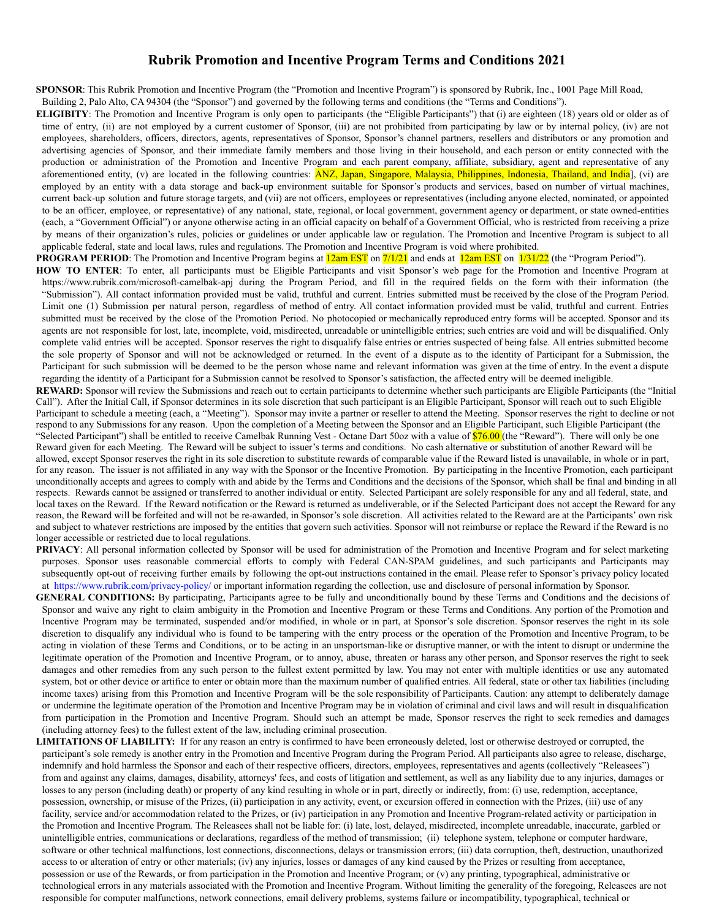# Rubrik Promotion and Incentive Program Terms and Conditions 2021

**SPONSOR**: This Rubrik Promotion and Incentive Program (the "Promotion and Incentive Program") is sponsored by Rubrik, Inc., 1001 Page Mill Road, Building 2, Palo Alto, CA 94304 (the "Sponsor") and governed by the following terms and conditions (the "Terms and Conditions").

**ELIGIBILITY**: The Promotion and Incentive Program is only open to participants (the "Eligible Participants") that (i) are eighteen (18) years old or older as of time of entry, (ii) are not employed by a current customer of Sponsor, (iii) are not prohibited from participating by law or by internal policy, (iv) are not employees, shareholders, officers, directors, agents, representatives of Sponsor, Sponsor's channel partners, resellers and distributors or any promotion and advertising agencies of Sponsor, and their immediate family members and those living in their household, and each person or entity connected with the production or administration of the Promotion and Incentive Program and each parent company, affiliate, subsidiary, agent and representative of any aforementioned entity, (v) are located in the following countries: ANZ, Japan, Singapore, Malaysia, Philippines, Indonesia, Thailand, and India], (vi) are employed by an entity with a data storage and back-up environment suitable for Sponsor's products and services, based on number of virtual machines, current back-up solution and future storage targets, and (vii) are not officers, employees or representatives (including anyone elected, nominated, or appointed to be an officer, employee, or representative) of any national, state, regional, or local government, government agency or department, or state owned-entities (each, a "Government Official") or anyone otherwise acting in an official capacity on behalf of a Government Official, who is restricted from receiving a prize by means of their organization's rules, policies or guidelines or under applicable law or regulation. The Promotion and Incentive Program is subject to all applicable federal, state and local laws, rules and regulations. The Promotion and Incentive Program is void where prohibited.

**PROGRAM PERIOD**: The Promotion and Incentive Program begins at 12am EST on 7/1/21 and ends at 12am EST on 1/31/22 (the "Program Period").

**HOW TO ENTER**: To enter, all participants must be Eligible Participants and visit Sponsor's web page for the Promotion and Incentive Program at https://www.rubrik.com/microsoft-camelbak-apj during the Program Period, and fill in the required fields on the form with their information (the "Submission"). All contact information provided must be valid, truthful and current. Entries submitted must be received by the close of the Program Period. Limit one (1) Submission per natural person, regardless of method of entry. All contact information provided must be valid, truthful and current. Entries submitted must be received by the close of the Promotion Period. No photocopied or mechanically reproduced entry forms will be accepted. Sponsor and its agents are not responsible for lost, late, incomplete, void, misdirected, unreadable or unintelligible entries; such entries are void and will be disqualified. Only complete valid entries will be accepted. Sponsor reserves the right to disqualify false entries or entries suspected of being false. All entries submitted become the sole property of Sponsor and will not be acknowledged or returned. In the event of a dispute as to the identity of Participant for a Submission, the Participant for such submission will be deemed to be the person whose name and relevant information was given at the time of entry. In the event a dispute regarding the identity of a Participant for a Submission cannot be resolved to Sponsor's satisfaction, the affected entry will be deemed ineligible.

**REWARD:** Sponsor will review the Submissions and reach out to certain participants to determine whether such participants are Eligible Participants (the "Initial Call"). After the Initial Call, if Sponsor determines in its sole discretion that such participant is an Eligible Participant, Sponsor will reach out to such Eligible Participant to schedule a meeting (each, a "Meeting"). Sponsor may invite a partner or reseller to attend the Meeting. Sponsor reserves the right to decline or not respond to any Submissions for any reason. Upon the completion of a Meeting between the Sponsor and an Eligible Participant, such Eligible Participant (the "Selected Participant") shall be entitled to receive Camelbak Running Vest - Octane Dart 50oz with a value of $76.00 (the "Reward"). There will only be one Reward given for each Meeting. The Reward will be subject to issuer's terms and conditions. No cash alternative or substitution of another Reward will be allowed, except Sponsor reserves the right in its sole discretion to substitute rewards of comparable value if the Reward listed is unavailable, in whole or in part, for any reason. The issuer is not affiliated in any way with the Sponsor or the Incentive Promotion. By participating in the Incentive Promotion, each participant unconditionally accepts and agrees to comply with and abide by the Terms and Conditions and the decisions of the Sponsor, which shall be final and binding in all respects. Rewards cannot be assigned or transferred to another individual or entity. Selected Participant are solely responsible for any and all federal, state, and local taxes on the Reward. If the Reward notification or the Reward is returned as undeliverable, or if the Selected Participant does not accept the Reward for any reason, the Reward will be forfeited and will not be re-awarded, in Sponsor's sole discretion. All activities related to the Reward are at the Participants' own risk and subject to whatever restrictions are imposed by the entities that govern such activities. Sponsor will not reimburse or replace the Reward if the Reward is no longer accessible or restricted due to local regulations.

**PRIVACY**: All personal information collected by Sponsor will be used for administration of the Promotion and Incentive Program and for select marketing purposes. Sponsor uses reasonable commercial efforts to comply with Federal CAN-SPAM guidelines, and such participants and Participants may subsequently opt-out of receiving further emails by following the opt-out instructions contained in the email. Please refer to Sponsor's privacy policy located at https://www.rubrik.com/privacy-policy/ or important information regarding the collection, use and disclosure of personal information by Sponsor.

**GENERAL CONDITIONS:** By participating, Participants agree to be fully and unconditionally bound by these Terms and Conditions and the decisions of Sponsor and waive any right to claim ambiguity in the Promotion and Incentive Program or these Terms and Conditions. Any portion of the Promotion and Incentive Program may be terminated, suspended and/or modified, in whole or in part, at Sponsor's sole discretion. Sponsor reserves the right in its sole discretion to disqualify any individual who is found to be tampering with the entry process or the operation of the Promotion and Incentive Program, to be acting in violation of these Terms and Conditions, or to be acting in an unsportsman-like or disruptive manner, or with the intent to disrupt or undermine the legitimate operation of the Promotion and Incentive Program, or to annoy, abuse, threaten or harass any other person, and Sponsor reserves the right to seek damages and other remedies from any such person to the fullest extent permitted by law. You may not enter with multiple identities or use any automated system, bot or other device or artifice to enter or obtain more than the maximum number of qualified entries. All federal, state or other tax liabilities (including income taxes) arising from this Promotion and Incentive Program will be the sole responsibility of Participants. Caution: any attempt to deliberately damage or undermine the legitimate operation of the Promotion and Incentive Program may be in violation of criminal and civil laws and will result in disqualification from participation in the Promotion and Incentive Program. Should such an attempt be made, Sponsor reserves the right to seek remedies and damages (including attorney fees) to the fullest extent of the law, including criminal prosecution.

**LIMITATIONS OF LIABILITY:** If for any reason an entry is confirmed to have been erroneously deleted, lost or otherwise destroyed or corrupted, the participant's sole remedy is another entry in the Promotion and Incentive Program during the Program Period. All participants also agree to release, discharge, indemnify and hold harmless the Sponsor and each of their respective officers, directors, employees, representatives and agents (collectively "Releasees") from and against any claims, damages, disability, attorneys' fees, and costs of litigation and settlement, as well as any liability due to any injuries, damages or losses to any person (including death) or property of any kind resulting in whole or in part, directly or indirectly, from: (i) use, redemption, acceptance, possession, ownership, or misuse of the Prizes, (ii) participation in any activity, event, or excursion offered in connection with the Prizes, (iii) use of any facility, service and/or accommodation related to the Prizes, or (iv) participation in any Promotion and Incentive Program-related activity or participation in the Promotion and Incentive Program*.* The Releasees shall not be liable for: (i) late, lost, delayed, misdirected, incomplete unreadable, inaccurate, garbled or unintelligible entries, communications or declarations, regardless of the method of transmission; (ii) telephone system, telephone or computer hardware, software or other technical malfunctions, lost connections, disconnections, delays or transmission errors; (iii) data corruption, theft, destruction, unauthorized access to or alteration of entry or other materials; (iv) any injuries, losses or damages of any kind caused by the Prizes or resulting from acceptance, possession or use of the Rewards, or from participation in the Promotion and Incentive Program; or (v) any printing, typographical, administrative or technological errors in any materials associated with the Promotion and Incentive Program. Without limiting the generality of the foregoing, Releasees are not responsible for computer malfunctions, network connections, email delivery problems, systems failure or incompatibility, typographical, technical or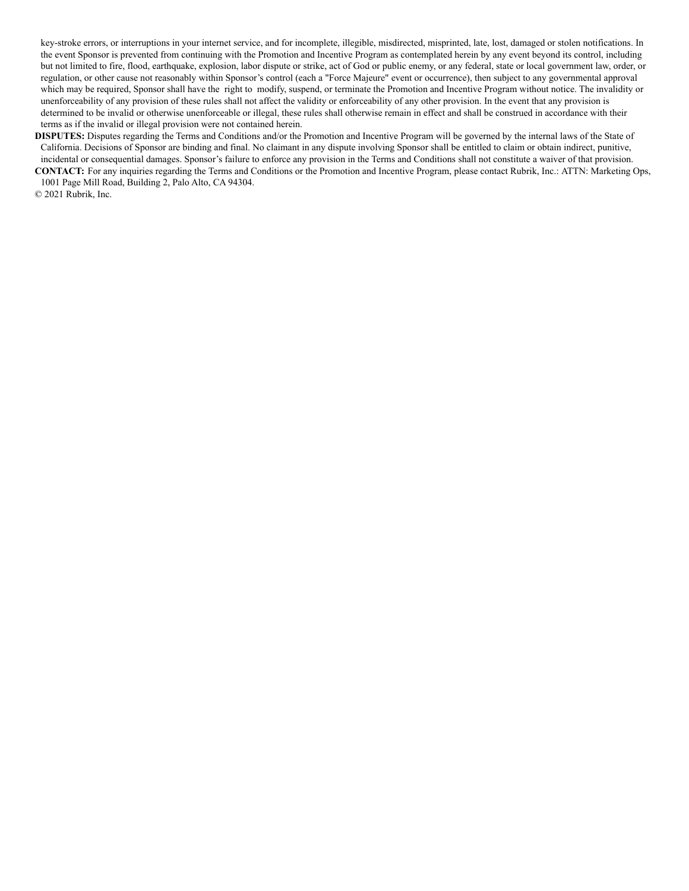key-stroke errors, or interruptions in your internet service, and for incomplete, illegible, misdirected, misprinted, late, lost, damaged or stolen notifications. In the event Sponsor is prevented from continuing with the Promotion and Incentive Program as contemplated herein by any event beyond its control, including but not limited to fire, flood, earthquake, explosion, labor dispute or strike, act of God or public enemy, or any federal, state or local government law, order, or regulation, or other cause not reasonably within Sponsor's control (each a "Force Majeure" event or occurrence), then subject to any governmental approval which may be required, Sponsor shall have the right to modify, suspend, or terminate the Promotion and Incentive Program without notice. The invalidity or unenforceability of any provision of these rules shall not affect the validity or enforceability of any other provision. In the event that any provision is determined to be invalid or otherwise unenforceable or illegal, these rules shall otherwise remain in effect and shall be construed in accordance with their terms as if the invalid or illegal provision were not contained herein.

**DISPUTES:** Disputes regarding the Terms and Conditions and/or the Promotion and Incentive Program will be governed by the internal laws of the State of California. Decisions of Sponsor are binding and final. No claimant in any dispute involving Sponsor shall be entitled to claim or obtain indirect, punitive, incidental or consequential damages. Sponsor's failure to enforce any provision in the Terms and Conditions shall not constitute a waiver of that provision.

**CONTACT:** For any inquiries regarding the Terms and Conditions or the Promotion and Incentive Program, please contact Rubrik, Inc.: ATTN: Marketing Ops, 1001 Page Mill Road, Building 2, Palo Alto, CA 94304.

© 2021 Rubrik, Inc.